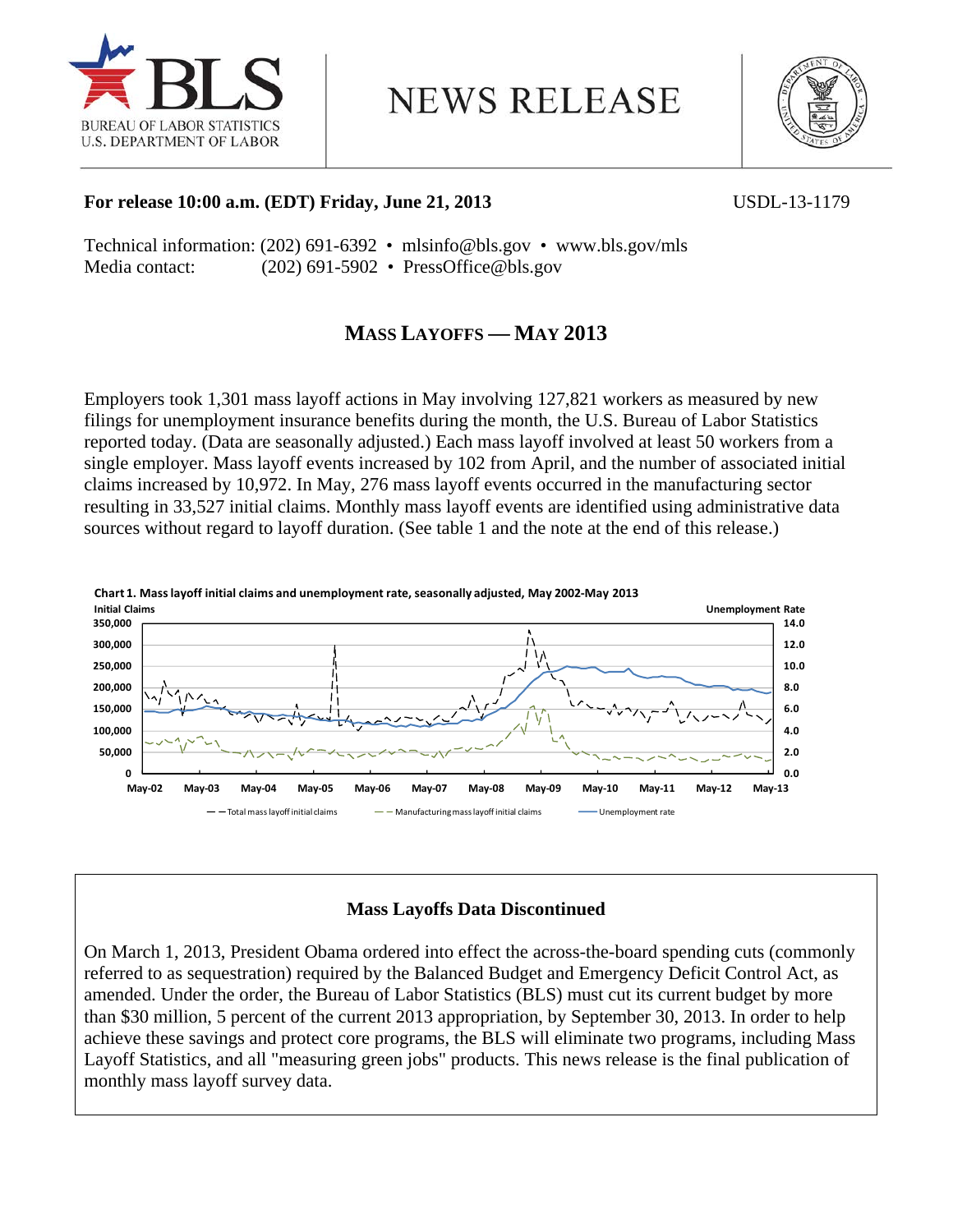BLS

BUREAU OF LABOR STATISTICS
U.S. DEPARTMENT OF LABOR

# NEWS RELEASE

**For release 10:00 a.m. (EDT) Friday, June 21, 2013** USDL-13-1179

Technical information: (202) 691-6392 • mlsinfo@bls.gov • www.bls.gov/mls
Media contact: (202) 691-5902 • PressOffice@bls.gov

## MASS LAYOFFS — MAY 2013

Employers took 1,301 mass layoff actions in May involving 127,821 workers as measured by new filings for unemployment insurance benefits during the month, the U.S. Bureau of Labor Statistics reported today. (Data are seasonally adjusted.) Each mass layoff involved at least 50 workers from a single employer. Mass layoff events increased by 102 from April, and the number of associated initial claims increased by 10,972. In May, 276 mass layoff events occurred in the manufacturing sector resulting in 33,527 initial claims. Monthly mass layoff events are identified using administrative data sources without regard to layoff duration. (See table 1 and the note at the end of this release.)

**Chart 1. Mass layoff initial claims and unemployment rate, seasonally adjusted, May 2002-May 2013**

Initial Claims (left axis: 0 to 350,000); Unemployment Rate (right axis: 0.0 to 14.0); x-axis: May-02 to May-13

Legend: Total mass layoff initial claims; Manufacturing mass layoff initial claims; Unemployment rate

### Mass Layoffs Data Discontinued

On March 1, 2013, President Obama ordered into effect the across-the-board spending cuts (commonly referred to as sequestration) required by the Balanced Budget and Emergency Deficit Control Act, as amended. Under the order, the Bureau of Labor Statistics (BLS) must cut its current budget by more than $30 million, 5 percent of the current 2013 appropriation, by September 30, 2013. In order to help achieve these savings and protect core programs, the BLS will eliminate two programs, including Mass Layoff Statistics, and all "measuring green jobs" products. This news release is the final publication of monthly mass layoff survey data.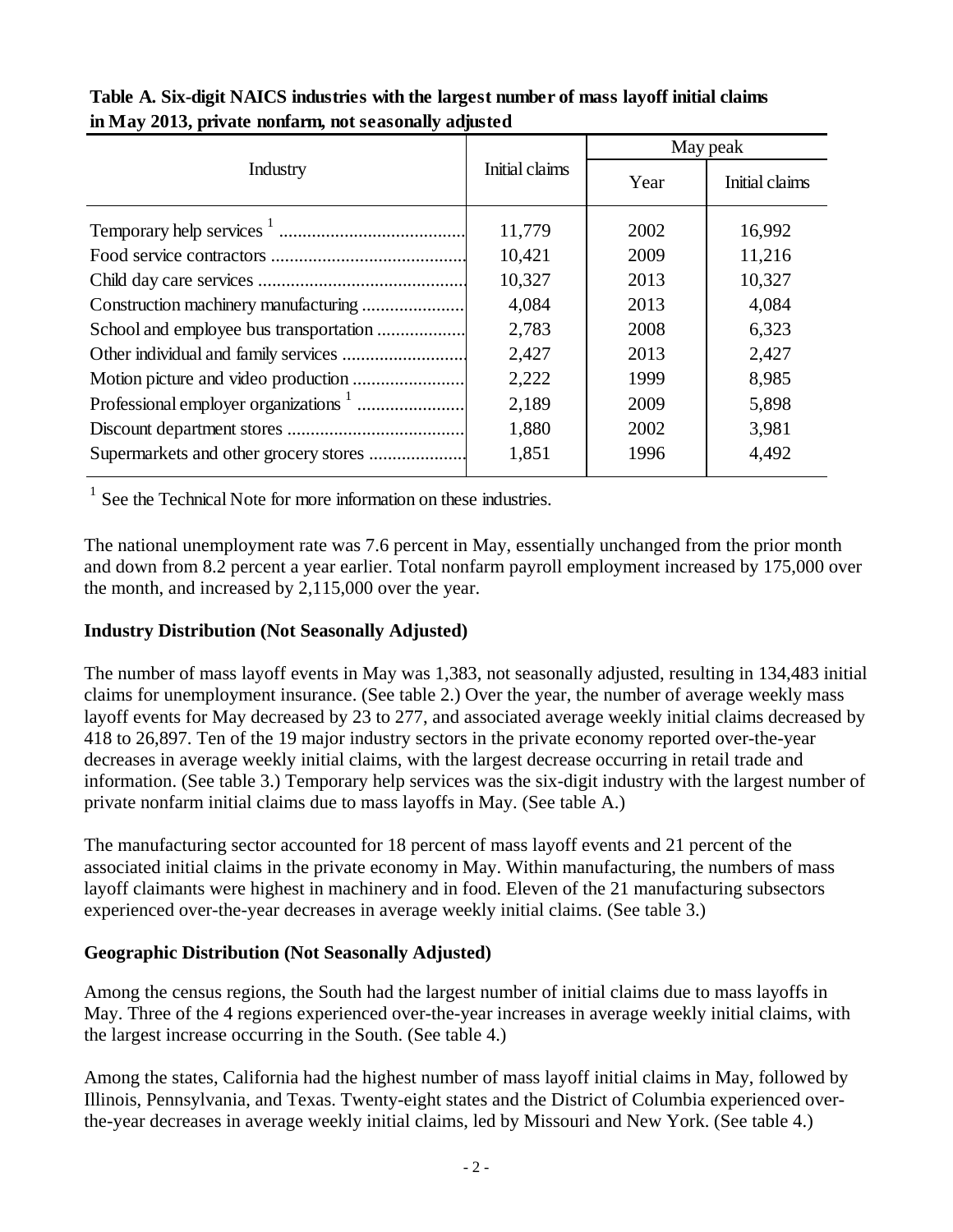**Table A. Six-digit NAICS industries with the largest number of mass layoff initial claims in May 2013, private nonfarm, not seasonally adjusted**

| Industry | Initial claims | May peak | |
|---|---|---|---|
| | | Year | Initial claims |
| Temporary help services [1] | 11,779 | 2002 | 16,992 |
| Food service contractors | 10,421 | 2009 | 11,216 |
| Child day care services | 10,327 | 2013 | 10,327 |
| Construction machinery manufacturing | 4,084 | 2013 | 4,084 |
| School and employee bus transportation | 2,783 | 2008 | 6,323 |
| Other individual and family services | 2,427 | 2013 | 2,427 |
| Motion picture and video production | 2,222 | 1999 | 8,985 |
| Professional employer organizations [1] | 2,189 | 2009 | 5,898 |
| Discount department stores | 1,880 | 2002 | 3,981 |
| Supermarkets and other grocery stores | 1,851 | 1996 | 4,492 |

[1] See the Technical Note for more information on these industries.

The national unemployment rate was 7.6 percent in May, essentially unchanged from the prior month and down from 8.2 percent a year earlier. Total nonfarm payroll employment increased by 175,000 over the month, and increased by 2,115,000 over the year.

**Industry Distribution (Not Seasonally Adjusted)**

The number of mass layoff events in May was 1,383, not seasonally adjusted, resulting in 134,483 initial claims for unemployment insurance. (See table 2.) Over the year, the number of average weekly mass layoff events for May decreased by 23 to 277, and associated average weekly initial claims decreased by 418 to 26,897. Ten of the 19 major industry sectors in the private economy reported over-the-year decreases in average weekly initial claims, with the largest decrease occurring in retail trade and information. (See table 3.) Temporary help services was the six-digit industry with the largest number of private nonfarm initial claims due to mass layoffs in May. (See table A.)

The manufacturing sector accounted for 18 percent of mass layoff events and 21 percent of the associated initial claims in the private economy in May. Within manufacturing, the numbers of mass layoff claimants were highest in machinery and in food. Eleven of the 21 manufacturing subsectors experienced over-the-year decreases in average weekly initial claims. (See table 3.)

**Geographic Distribution (Not Seasonally Adjusted)**

Among the census regions, the South had the largest number of initial claims due to mass layoffs in May. Three of the 4 regions experienced over-the-year increases in average weekly initial claims, with the largest increase occurring in the South. (See table 4.)

Among the states, California had the highest number of mass layoff initial claims in May, followed by Illinois, Pennsylvania, and Texas. Twenty-eight states and the District of Columbia experienced over-the-year decreases in average weekly initial claims, led by Missouri and New York. (See table 4.)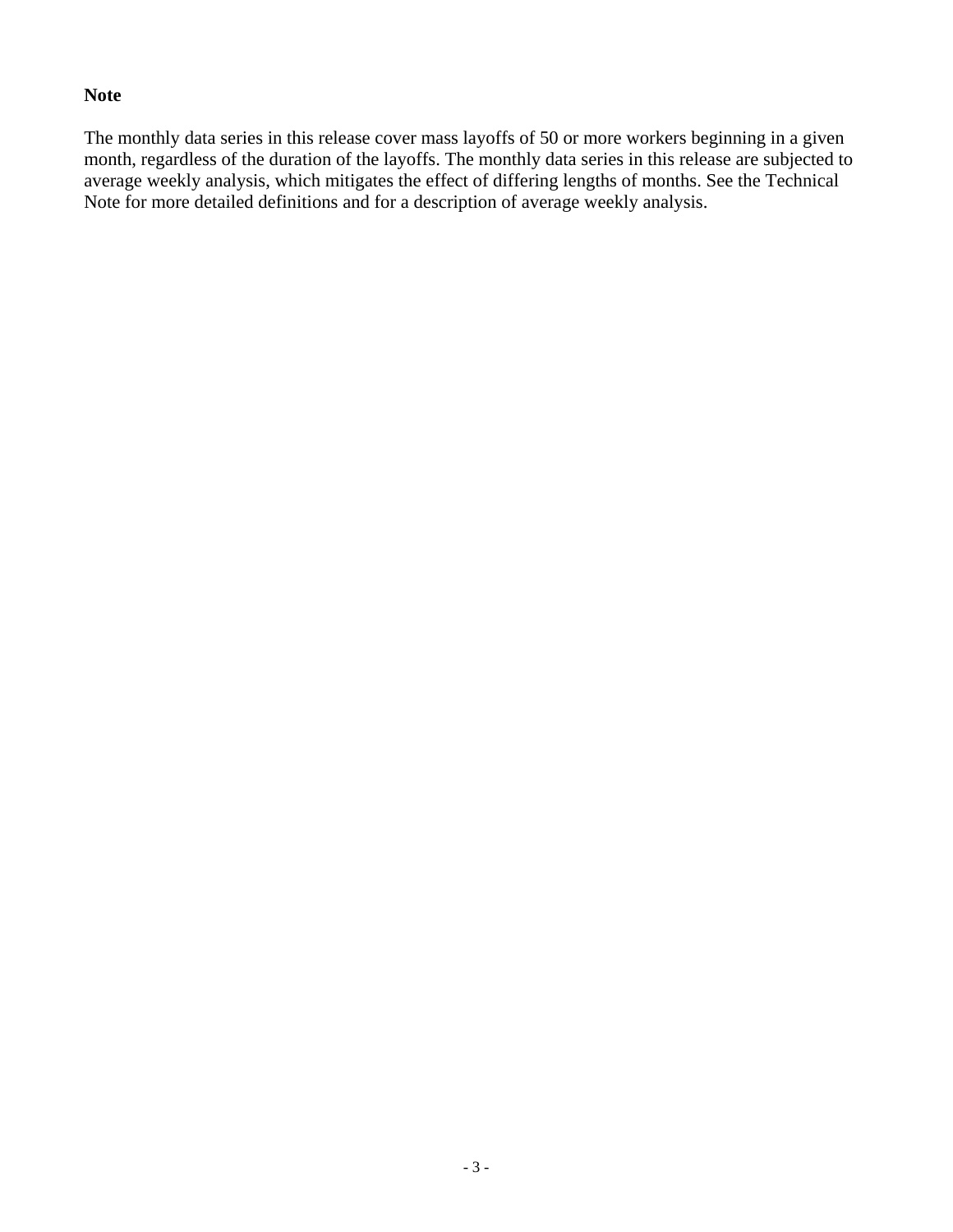**Note**

The monthly data series in this release cover mass layoffs of 50 or more workers beginning in a given month, regardless of the duration of the layoffs. The monthly data series in this release are subjected to average weekly analysis, which mitigates the effect of differing lengths of months. See the Technical Note for more detailed definitions and for a description of average weekly analysis.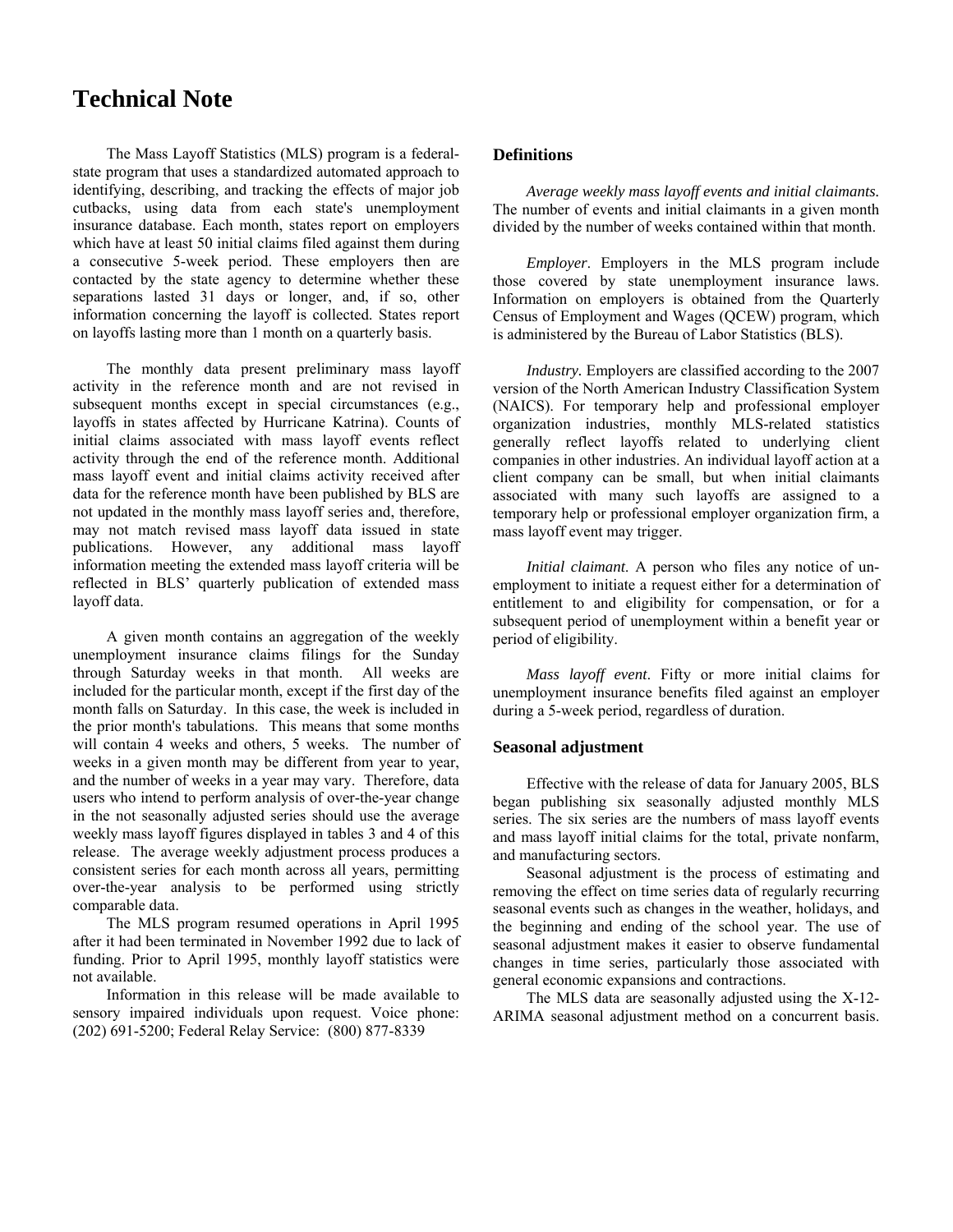# Technical Note

The Mass Layoff Statistics (MLS) program is a federal-state program that uses a standardized automated approach to identifying, describing, and tracking the effects of major job cutbacks, using data from each state's unemployment insurance database. Each month, states report on employers which have at least 50 initial claims filed against them during a consecutive 5-week period. These employers then are contacted by the state agency to determine whether these separations lasted 31 days or longer, and, if so, other information concerning the layoff is collected. States report on layoffs lasting more than 1 month on a quarterly basis.

The monthly data present preliminary mass layoff activity in the reference month and are not revised in subsequent months except in special circumstances (e.g., layoffs in states affected by Hurricane Katrina). Counts of initial claims associated with mass layoff events reflect activity through the end of the reference month. Additional mass layoff event and initial claims activity received after data for the reference month have been published by BLS are not updated in the monthly mass layoff series and, therefore, may not match revised mass layoff data issued in state publications. However, any additional mass layoff information meeting the extended mass layoff criteria will be reflected in BLS' quarterly publication of extended mass layoff data.

A given month contains an aggregation of the weekly unemployment insurance claims filings for the Sunday through Saturday weeks in that month. All weeks are included for the particular month, except if the first day of the month falls on Saturday. In this case, the week is included in the prior month's tabulations. This means that some months will contain 4 weeks and others, 5 weeks. The number of weeks in a given month may be different from year to year, and the number of weeks in a year may vary. Therefore, data users who intend to perform analysis of over-the-year change in the not seasonally adjusted series should use the average weekly mass layoff figures displayed in tables 3 and 4 of this release. The average weekly adjustment process produces a consistent series for each month across all years, permitting over-the-year analysis to be performed using strictly comparable data.

The MLS program resumed operations in April 1995 after it had been terminated in November 1992 due to lack of funding. Prior to April 1995, monthly layoff statistics were not available.

Information in this release will be made available to sensory impaired individuals upon request. Voice phone: (202) 691-5200; Federal Relay Service: (800) 877-8339

## Definitions

*Average weekly mass layoff events and initial claimants.* The number of events and initial claimants in a given month divided by the number of weeks contained within that month.

*Employer*. Employers in the MLS program include those covered by state unemployment insurance laws. Information on employers is obtained from the Quarterly Census of Employment and Wages (QCEW) program, which is administered by the Bureau of Labor Statistics (BLS).

*Industry.* Employers are classified according to the 2007 version of the North American Industry Classification System (NAICS). For temporary help and professional employer organization industries, monthly MLS-related statistics generally reflect layoffs related to underlying client companies in other industries. An individual layoff action at a client company can be small, but when initial claimants associated with many such layoffs are assigned to a temporary help or professional employer organization firm, a mass layoff event may trigger.

*Initial claimant*. A person who files any notice of unemployment to initiate a request either for a determination of entitlement to and eligibility for compensation, or for a subsequent period of unemployment within a benefit year or period of eligibility.

*Mass layoff event*. Fifty or more initial claims for unemployment insurance benefits filed against an employer during a 5-week period, regardless of duration.

## Seasonal adjustment

Effective with the release of data for January 2005, BLS began publishing six seasonally adjusted monthly MLS series. The six series are the numbers of mass layoff events and mass layoff initial claims for the total, private nonfarm, and manufacturing sectors.

Seasonal adjustment is the process of estimating and removing the effect on time series data of regularly recurring seasonal events such as changes in the weather, holidays, and the beginning and ending of the school year. The use of seasonal adjustment makes it easier to observe fundamental changes in time series, particularly those associated with general economic expansions and contractions.

The MLS data are seasonally adjusted using the X-12-ARIMA seasonal adjustment method on a concurrent basis.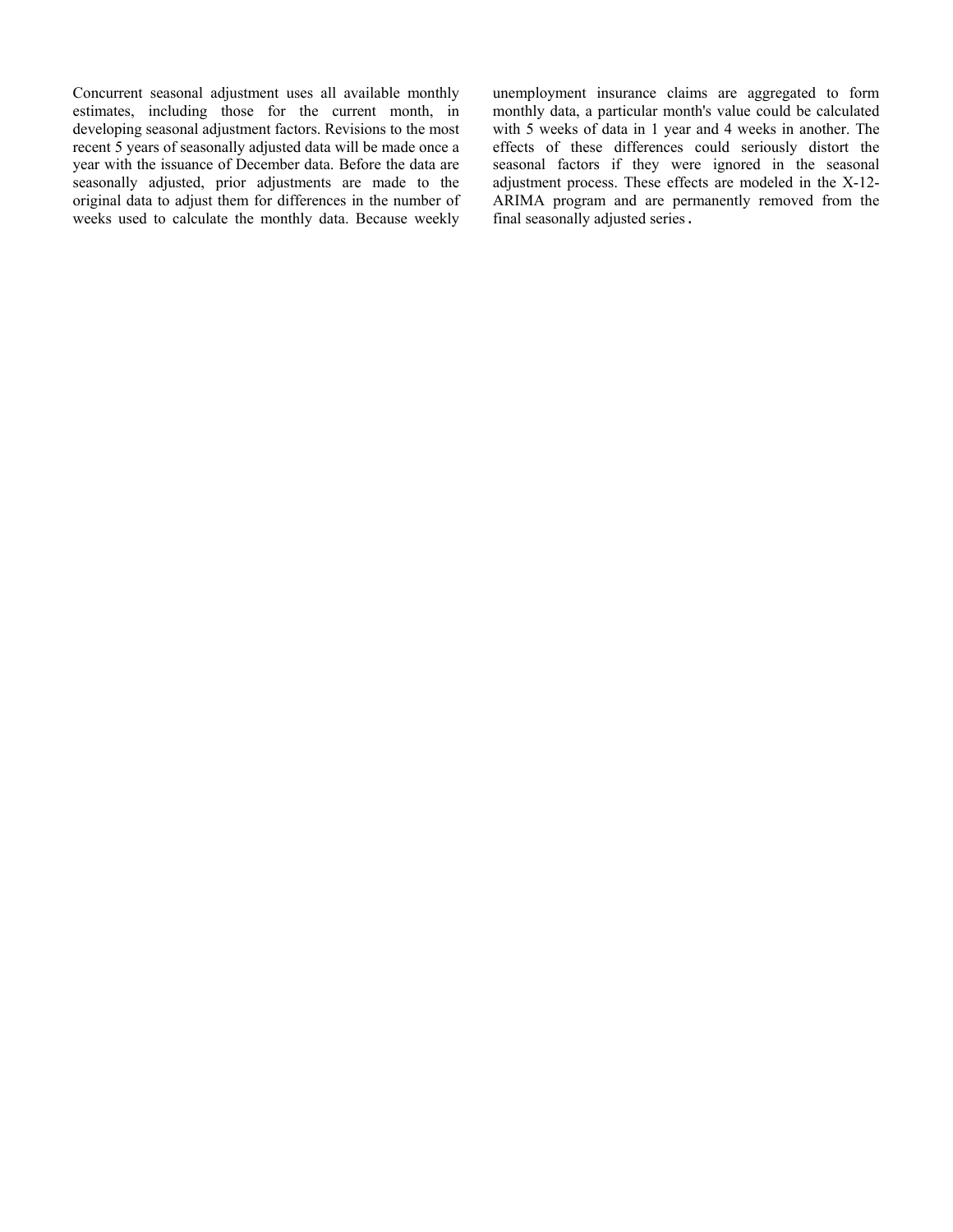Concurrent seasonal adjustment uses all available monthly estimates, including those for the current month, in developing seasonal adjustment factors. Revisions to the most recent 5 years of seasonally adjusted data will be made once a year with the issuance of December data. Before the data are seasonally adjusted, prior adjustments are made to the original data to adjust them for differences in the number of weeks used to calculate the monthly data. Because weekly unemployment insurance claims are aggregated to form monthly data, a particular month's value could be calculated with 5 weeks of data in 1 year and 4 weeks in another. The effects of these differences could seriously distort the seasonal factors if they were ignored in the seasonal adjustment process. These effects are modeled in the X-12-ARIMA program and are permanently removed from the final seasonally adjusted series.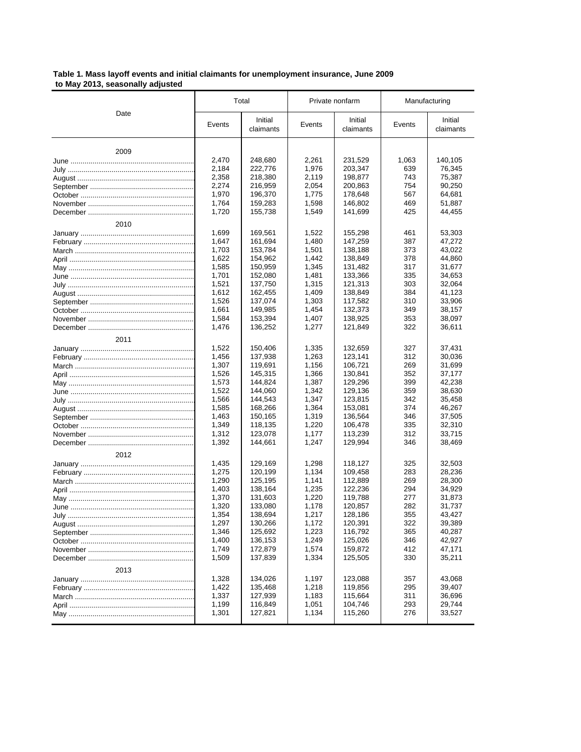**Table 1. Mass layoff events and initial claimants for unemployment insurance, June 2009 to May 2013, seasonally adjusted**

| Date | Total | | Private nonfarm | | Manufacturing | |
|---|---|---|---|---|---|---|
| | Events | Initial claimants | Events | Initial claimants | Events | Initial claimants |
| **2009** | | | | | | |
| June | 2,470 | 248,680 | 2,261 | 231,529 | 1,063 | 140,105 |
| July | 2,184 | 222,776 | 1,976 | 203,347 | 639 | 76,345 |
| August | 2,358 | 218,380 | 2,119 | 198,877 | 743 | 75,387 |
| September | 2,274 | 216,959 | 2,054 | 200,863 | 754 | 90,250 |
| October | 1,970 | 196,370 | 1,775 | 178,648 | 567 | 64,681 |
| November | 1,764 | 159,283 | 1,598 | 146,802 | 469 | 51,887 |
| December | 1,720 | 155,738 | 1,549 | 141,699 | 425 | 44,455 |
| **2010** | | | | | | |
| January | 1,699 | 169,561 | 1,522 | 155,298 | 461 | 53,303 |
| February | 1,647 | 161,694 | 1,480 | 147,259 | 387 | 47,272 |
| March | 1,703 | 153,784 | 1,501 | 138,188 | 373 | 43,022 |
| April | 1,622 | 154,962 | 1,442 | 138,849 | 378 | 44,860 |
| May | 1,585 | 150,959 | 1,345 | 131,482 | 317 | 31,677 |
| June | 1,701 | 152,080 | 1,481 | 133,366 | 335 | 34,653 |
| July | 1,521 | 137,750 | 1,315 | 121,313 | 303 | 32,064 |
| August | 1,612 | 162,455 | 1,409 | 138,849 | 384 | 41,123 |
| September | 1,526 | 137,074 | 1,303 | 117,582 | 310 | 33,906 |
| October | 1,661 | 149,985 | 1,454 | 132,373 | 349 | 38,157 |
| November | 1,584 | 153,394 | 1,407 | 138,925 | 353 | 38,097 |
| December | 1,476 | 136,252 | 1,277 | 121,849 | 322 | 36,611 |
| **2011** | | | | | | |
| January | 1,522 | 150,406 | 1,335 | 132,659 | 327 | 37,431 |
| February | 1,456 | 137,938 | 1,263 | 123,141 | 312 | 30,036 |
| March | 1,307 | 119,691 | 1,156 | 106,721 | 269 | 31,699 |
| April | 1,526 | 145,315 | 1,366 | 130,841 | 352 | 37,177 |
| May | 1,573 | 144,824 | 1,387 | 129,296 | 399 | 42,238 |
| June | 1,522 | 144,060 | 1,342 | 129,136 | 359 | 38,630 |
| July | 1,566 | 144,543 | 1,347 | 123,815 | 342 | 35,458 |
| August | 1,585 | 168,266 | 1,364 | 153,081 | 374 | 46,267 |
| September | 1,463 | 150,165 | 1,319 | 136,564 | 346 | 37,505 |
| October | 1,349 | 118,135 | 1,220 | 106,478 | 335 | 32,310 |
| November | 1,312 | 123,078 | 1,177 | 113,239 | 312 | 33,715 |
| December | 1,392 | 144,661 | 1,247 | 129,994 | 346 | 38,469 |
| **2012** | | | | | | |
| January | 1,435 | 129,169 | 1,298 | 118,127 | 325 | 32,503 |
| February | 1,275 | 120,199 | 1,134 | 109,458 | 283 | 28,236 |
| March | 1,290 | 125,195 | 1,141 | 112,889 | 269 | 28,300 |
| April | 1,403 | 138,164 | 1,235 | 122,236 | 294 | 34,929 |
| May | 1,370 | 131,603 | 1,220 | 119,788 | 277 | 31,873 |
| June | 1,320 | 133,080 | 1,178 | 120,857 | 282 | 31,737 |
| July | 1,354 | 138,694 | 1,217 | 128,186 | 355 | 43,427 |
| August | 1,297 | 130,266 | 1,172 | 120,391 | 322 | 39,389 |
| September | 1,346 | 125,692 | 1,223 | 116,792 | 365 | 40,287 |
| October | 1,400 | 136,153 | 1,249 | 125,026 | 346 | 42,927 |
| November | 1,749 | 172,879 | 1,574 | 159,872 | 412 | 47,171 |
| December | 1,509 | 137,839 | 1,334 | 125,505 | 330 | 35,211 |
| **2013** | | | | | | |
| January | 1,328 | 134,026 | 1,197 | 123,088 | 357 | 43,068 |
| February | 1,422 | 135,468 | 1,218 | 119,856 | 295 | 39,407 |
| March | 1,337 | 127,939 | 1,183 | 115,664 | 311 | 36,696 |
| April | 1,199 | 116,849 | 1,051 | 104,746 | 293 | 29,744 |
| May | 1,301 | 127,821 | 1,134 | 115,260 | 276 | 33,527 |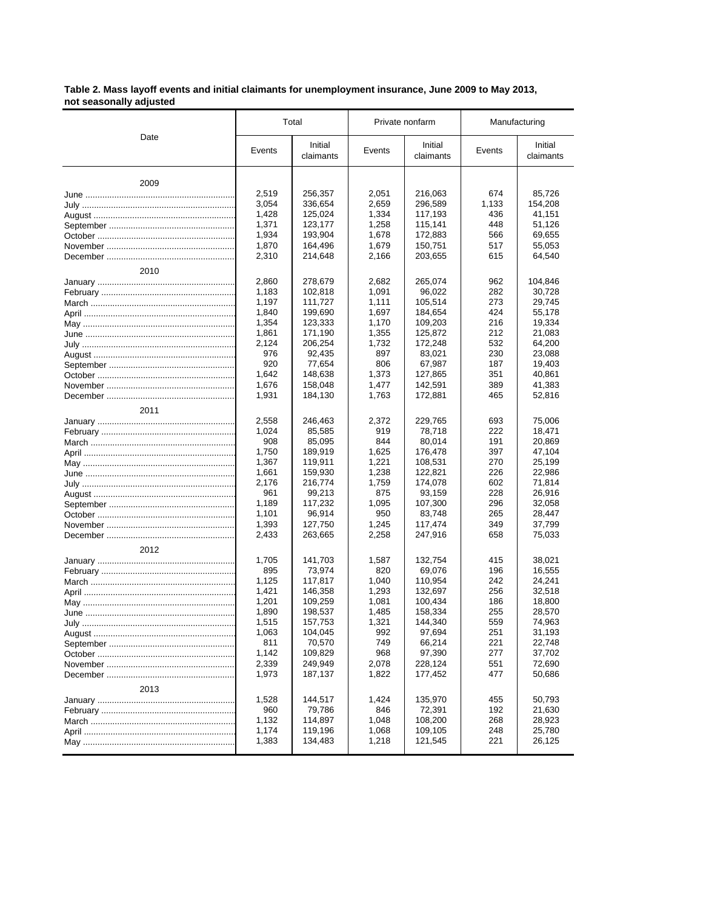**Table 2. Mass layoff events and initial claimants for unemployment insurance, June 2009 to May 2013, not seasonally adjusted**

| Date | Total | | Private nonfarm | | Manufacturing | |
|---|---|---|---|---|---|---|
| | Events | Initial claimants | Events | Initial claimants | Events | Initial claimants |
| **2009** | | | | | | |
| June | 2,519 | 256,357 | 2,051 | 216,063 | 674 | 85,726 |
| July | 3,054 | 336,654 | 2,659 | 296,589 | 1,133 | 154,208 |
| August | 1,428 | 125,024 | 1,334 | 117,193 | 436 | 41,151 |
| September | 1,371 | 123,177 | 1,258 | 115,141 | 448 | 51,126 |
| October | 1,934 | 193,904 | 1,678 | 172,883 | 566 | 69,655 |
| November | 1,870 | 164,496 | 1,679 | 150,751 | 517 | 55,053 |
| December | 2,310 | 214,648 | 2,166 | 203,655 | 615 | 64,540 |
| **2010** | | | | | | |
| January | 2,860 | 278,679 | 2,682 | 265,074 | 962 | 104,846 |
| February | 1,183 | 102,818 | 1,091 | 96,022 | 282 | 30,728 |
| March | 1,197 | 111,727 | 1,111 | 105,514 | 273 | 29,745 |
| April | 1,840 | 199,690 | 1,697 | 184,654 | 424 | 55,178 |
| May | 1,354 | 123,333 | 1,170 | 109,203 | 216 | 19,334 |
| June | 1,861 | 171,190 | 1,355 | 125,872 | 212 | 21,083 |
| July | 2,124 | 206,254 | 1,732 | 172,248 | 532 | 64,200 |
| August | 976 | 92,435 | 897 | 83,021 | 230 | 23,088 |
| September | 920 | 77,654 | 806 | 67,987 | 187 | 19,403 |
| October | 1,642 | 148,638 | 1,373 | 127,865 | 351 | 40,861 |
| November | 1,676 | 158,048 | 1,477 | 142,591 | 389 | 41,383 |
| December | 1,931 | 184,130 | 1,763 | 172,881 | 465 | 52,816 |
| **2011** | | | | | | |
| January | 2,558 | 246,463 | 2,372 | 229,765 | 693 | 75,006 |
| February | 1,024 | 85,585 | 919 | 78,718 | 222 | 18,471 |
| March | 908 | 85,095 | 844 | 80,014 | 191 | 20,869 |
| April | 1,750 | 189,919 | 1,625 | 176,478 | 397 | 47,104 |
| May | 1,367 | 119,911 | 1,221 | 108,531 | 270 | 25,199 |
| June | 1,661 | 159,930 | 1,238 | 122,821 | 226 | 22,986 |
| July | 2,176 | 216,774 | 1,759 | 174,078 | 602 | 71,814 |
| August | 961 | 99,213 | 875 | 93,159 | 228 | 26,916 |
| September | 1,189 | 117,232 | 1,095 | 107,300 | 296 | 32,058 |
| October | 1,101 | 96,914 | 950 | 83,748 | 265 | 28,447 |
| November | 1,393 | 127,750 | 1,245 | 117,474 | 349 | 37,799 |
| December | 2,433 | 263,665 | 2,258 | 247,916 | 658 | 75,033 |
| **2012** | | | | | | |
| January | 1,705 | 141,703 | 1,587 | 132,754 | 415 | 38,021 |
| February | 895 | 73,974 | 820 | 69,076 | 196 | 16,555 |
| March | 1,125 | 117,817 | 1,040 | 110,954 | 242 | 24,241 |
| April | 1,421 | 146,358 | 1,293 | 132,697 | 256 | 32,518 |
| May | 1,201 | 109,259 | 1,081 | 100,434 | 186 | 18,800 |
| June | 1,890 | 198,537 | 1,485 | 158,334 | 255 | 28,570 |
| July | 1,515 | 157,753 | 1,321 | 144,340 | 559 | 74,963 |
| August | 1,063 | 104,045 | 992 | 97,694 | 251 | 31,193 |
| September | 811 | 70,570 | 749 | 66,214 | 221 | 22,748 |
| October | 1,142 | 109,829 | 968 | 97,390 | 277 | 37,702 |
| November | 2,339 | 249,949 | 2,078 | 228,124 | 551 | 72,690 |
| December | 1,973 | 187,137 | 1,822 | 177,452 | 477 | 50,686 |
| **2013** | | | | | | |
| January | 1,528 | 144,517 | 1,424 | 135,970 | 455 | 50,793 |
| February | 960 | 79,786 | 846 | 72,391 | 192 | 21,630 |
| March | 1,132 | 114,897 | 1,048 | 108,200 | 268 | 28,923 |
| April | 1,174 | 119,196 | 1,068 | 109,105 | 248 | 25,780 |
| May | 1,383 | 134,483 | 1,218 | 121,545 | 221 | 26,125 |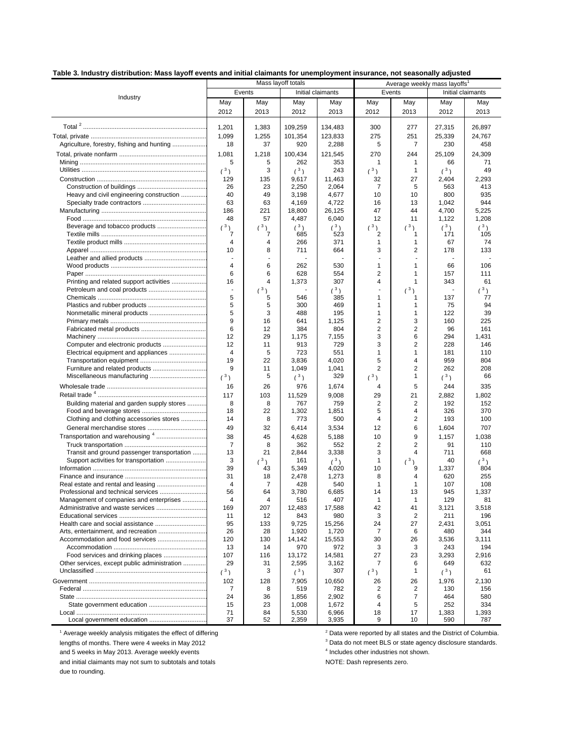**Table 3. Industry distribution: Mass layoff events and initial claimants for unemployment insurance, not seasonally adjusted**

| Industry | Mass layoff totals | | | | Average weekly mass layoffs[1] | | | |
|---|---|---|---|---|---|---|---|---|
| | Events | | Initial claimants | | Events | | Initial claimants | |
| | May 2012 | May 2013 | May 2012 | May 2013 | May 2012 | May 2013 | May 2012 | May 2013 |
| Total [2] | 1,201 | 1,383 | 109,259 | 134,483 | 300 | 277 | 27,315 | 26,897 |
| Total, private | 1,099 | 1,255 | 101,354 | 123,833 | 275 | 251 | 25,339 | 24,767 |
| Agriculture, forestry, fishing and hunting | 18 | 37 | 920 | 2,288 | 5 | 7 | 230 | 458 |
| Total, private nonfarm | 1,081 | 1,218 | 100,434 | 121,545 | 270 | 244 | 25,109 | 24,309 |
| Mining | 5 | 5 | 262 | 353 | 1 | 1 | 66 | 71 |
| Utilities | ( [3] ) | 3 | ( [3] ) | 243 | ( [3] ) | 1 | ( [3] ) | 49 |
| Construction | 129 | 135 | 9,617 | 11,463 | 32 | 27 | 2,404 | 2,293 |
| Construction of buildings | 26 | 23 | 2,250 | 2,064 | 7 | 5 | 563 | 413 |
| Heavy and civil engineering construction | 40 | 49 | 3,198 | 4,677 | 10 | 10 | 800 | 935 |
| Specialty trade contractors | 63 | 63 | 4,169 | 4,722 | 16 | 13 | 1,042 | 944 |
| Manufacturing | 186 | 221 | 18,800 | 26,125 | 47 | 44 | 4,700 | 5,225 |
| Food | 48 | 57 | 4,487 | 6,040 | 12 | 11 | 1,122 | 1,208 |
| Beverage and tobacco products | ( [3] ) | ( [3] ) | ( [3] ) | ( [3] ) | ( [3] ) | ( [3] ) | ( [3] ) | ( [3] ) |
| Textile mills | 7 | 7 | 685 | 523 | 2 | 1 | 171 | 105 |
| Textile product mills | 4 | 4 | 266 | 371 | 1 | 1 | 67 | 74 |
| Apparel | 10 | 8 | 711 | 664 | 3 | 2 | 178 | 133 |
| Leather and allied products | - | - | - | - | - | - | - | - |
| Wood products | 4 | 6 | 262 | 530 | 1 | 1 | 66 | 106 |
| Paper | 6 | 6 | 628 | 554 | 2 | 1 | 157 | 111 |
| Printing and related support activities | 16 | 4 | 1,373 | 307 | 4 | 1 | 343 | 61 |
| Petroleum and coal products | - | ( [3] ) | - | ( [3] ) | - | ( [3] ) | - | ( [3] ) |
| Chemicals | 5 | 5 | 546 | 385 | 1 | 1 | 137 | 77 |
| Plastics and rubber products | 5 | 5 | 300 | 469 | 1 | 1 | 75 | 94 |
| Nonmetallic mineral products | 5 | 3 | 488 | 195 | 1 | 1 | 122 | 39 |
| Primary metals | 9 | 16 | 641 | 1,125 | 2 | 3 | 160 | 225 |
| Fabricated metal products | 6 | 12 | 384 | 804 | 2 | 2 | 96 | 161 |
| Machinery | 12 | 29 | 1,175 | 7,155 | 3 | 6 | 294 | 1,431 |
| Computer and electronic products | 12 | 11 | 913 | 729 | 3 | 2 | 228 | 146 |
| Electrical equipment and appliances | 4 | 5 | 723 | 551 | 1 | 1 | 181 | 110 |
| Transportation equipment | 19 | 22 | 3,836 | 4,020 | 5 | 4 | 959 | 804 |
| Furniture and related products | 9 | 11 | 1,049 | 1,041 | 2 | 2 | 262 | 208 |
| Miscellaneous manufacturing | ( [3] ) | 5 | ( [3] ) | 329 | ( [3] ) | 1 | ( [3] ) | 66 |
| Wholesale trade | 16 | 26 | 976 | 1,674 | 4 | 5 | 244 | 335 |
| Retail trade [4] | 117 | 103 | 11,529 | 9,008 | 29 | 21 | 2,882 | 1,802 |
| Building material and garden supply stores | 8 | 8 | 767 | 759 | 2 | 2 | 192 | 152 |
| Food and beverage stores | 18 | 22 | 1,302 | 1,851 | 5 | 4 | 326 | 370 |
| Clothing and clothing accessories stores | 14 | 8 | 773 | 500 | 4 | 2 | 193 | 100 |
| General merchandise stores | 49 | 32 | 6,414 | 3,534 | 12 | 6 | 1,604 | 707 |
| Transportation and warehousing [4] | 38 | 45 | 4,628 | 5,188 | 10 | 9 | 1,157 | 1,038 |
| Truck transportation | 7 | 8 | 362 | 552 | 2 | 2 | 91 | 110 |
| Transit and ground passenger transportation | 13 | 21 | 2,844 | 3,338 | 3 | 4 | 711 | 668 |
| Support activities for transportation | 3 | ( [3] ) | 161 | ( [3] ) | 1 | ( [3] ) | 40 | ( [3] ) |
| Information | 39 | 43 | 5,349 | 4,020 | 10 | 9 | 1,337 | 804 |
| Finance and insurance | 31 | 18 | 2,478 | 1,273 | 8 | 4 | 620 | 255 |
| Real estate and rental and leasing | 4 | 7 | 428 | 540 | 1 | 1 | 107 | 108 |
| Professional and technical services | 56 | 64 | 3,780 | 6,685 | 14 | 13 | 945 | 1,337 |
| Management of companies and enterprises | 4 | 4 | 516 | 407 | 1 | 1 | 129 | 81 |
| Administrative and waste services | 169 | 207 | 12,483 | 17,588 | 42 | 41 | 3,121 | 3,518 |
| Educational services | 11 | 12 | 843 | 980 | 3 | 2 | 211 | 196 |
| Health care and social assistance | 95 | 133 | 9,725 | 15,256 | 24 | 27 | 2,431 | 3,051 |
| Arts, entertainment, and recreation | 26 | 28 | 1,920 | 1,720 | 7 | 6 | 480 | 344 |
| Accommodation and food services | 120 | 130 | 14,142 | 15,553 | 30 | 26 | 3,536 | 3,111 |
| Accommodation | 13 | 14 | 970 | 972 | 3 | 3 | 243 | 194 |
| Food services and drinking places | 107 | 116 | 13,172 | 14,581 | 27 | 23 | 3,293 | 2,916 |
| Other services, except public administration | 29 | 31 | 2,595 | 3,162 | 7 | 6 | 649 | 632 |
| Unclassified | ( [3] ) | 3 | ( [3] ) | 307 | ( [3] ) | 1 | ( [3] ) | 61 |
| Government | 102 | 128 | 7,905 | 10,650 | 26 | 26 | 1,976 | 2,130 |
| Federal | 7 | 8 | 519 | 782 | 2 | 2 | 130 | 156 |
| State | 24 | 36 | 1,856 | 2,902 | 6 | 7 | 464 | 580 |
| State government education | 15 | 23 | 1,008 | 1,672 | 4 | 5 | 252 | 334 |
| Local | 71 | 84 | 5,530 | 6,966 | 18 | 17 | 1,383 | 1,393 |
| Local government education | 37 | 52 | 2,359 | 3,935 | 9 | 10 | 590 | 787 |

[1] Average weekly analysis mitigates the effect of differing lengths of months. There were 4 weeks in May 2012 and 5 weeks in May 2013. Average weekly events and initial claimants may not sum to subtotals and totals due to rounding.

[2] Data were reported by all states and the District of Columbia.

[3] Data do not meet BLS or state agency disclosure standards.

[4] Includes other industries not shown.

NOTE: Dash represents zero.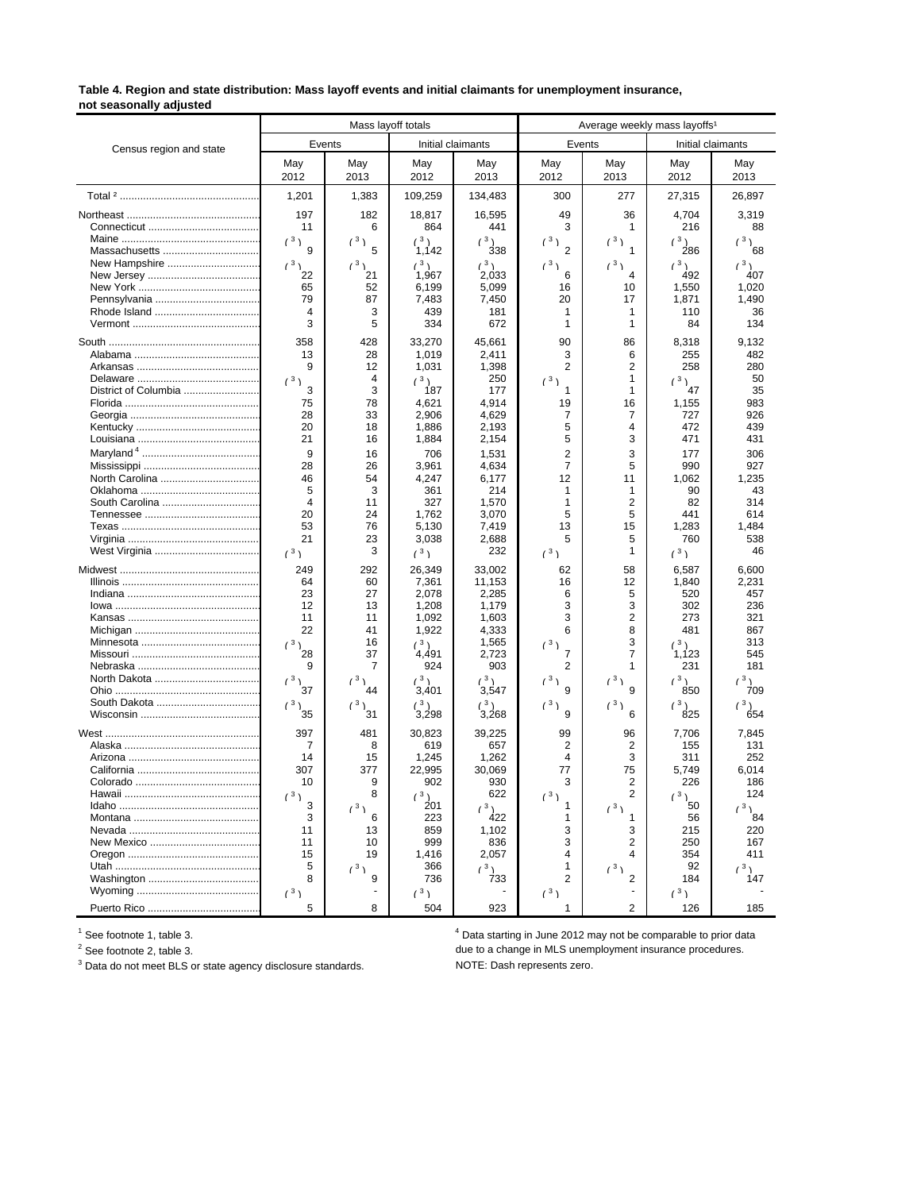**Table 4. Region and state distribution: Mass layoff events and initial claimants for unemployment insurance, not seasonally adjusted**

| Census region and state | Mass layoff totals | | | | Average weekly mass layoffs[1] | | | |
|---|---|---|---|---|---|---|---|---|
| | Events | | Initial claimants | | Events | | Initial claimants | |
| | May 2012 | May 2013 | May 2012 | May 2013 | May 2012 | May 2013 | May 2012 | May 2013 |
| Total [2] | 1,201 | 1,383 | 109,259 | 134,483 | 300 | 277 | 27,315 | 26,897 |
| Northeast | 197 | 182 | 18,817 | 16,595 | 49 | 36 | 4,704 | 3,319 |
| Connecticut | 11 | 6 | 864 | 441 | 3 | 1 | 216 | 88 |
| Maine | ( [3] ) | ( [3] ) | ( [3] ) | ( [3] ) | ( [3] ) | ( [3] ) | ( [3] ) | ( [3] ) |
| Massachusetts | 9 | 5 | 1,142 | 338 | 2 | 1 | 286 | 68 |
| New Hampshire | ( [3] ) | ( [3] ) | ( [3] ) | ( [3] ) | ( [3] ) | ( [3] ) | ( [3] ) | ( [3] ) |
| New Jersey | 22 | 21 | 1,967 | 2,033 | 6 | 4 | 492 | 407 |
| New York | 65 | 52 | 6,199 | 5,099 | 16 | 10 | 1,550 | 1,020 |
| Pennsylvania | 79 | 87 | 7,483 | 7,450 | 20 | 17 | 1,871 | 1,490 |
| Rhode Island | 4 | 3 | 439 | 181 | 1 | 1 | 110 | 36 |
| Vermont | 3 | 5 | 334 | 672 | 1 | 1 | 84 | 134 |
| South | 358 | 428 | 33,270 | 45,661 | 90 | 86 | 8,318 | 9,132 |
| Alabama | 13 | 28 | 1,019 | 2,411 | 3 | 6 | 255 | 482 |
| Arkansas | 9 | 12 | 1,031 | 1,398 | 2 | 2 | 258 | 280 |
| Delaware | ( [3] ) | 4 | ( [3] ) | 250 | ( [3] ) | 1 | ( [3] ) | 50 |
| District of Columbia | 3 | 3 | 187 | 177 | 1 | 1 | 47 | 35 |
| Florida | 75 | 78 | 4,621 | 4,914 | 19 | 16 | 1,155 | 983 |
| Georgia | 28 | 33 | 2,906 | 4,629 | 7 | 7 | 727 | 926 |
| Kentucky | 20 | 18 | 1,886 | 2,193 | 5 | 4 | 472 | 439 |
| Louisiana | 21 | 16 | 1,884 | 2,154 | 5 | 3 | 471 | 431 |
| Maryland [4] | 9 | 16 | 706 | 1,531 | 2 | 3 | 177 | 306 |
| Mississippi | 28 | 26 | 3,961 | 4,634 | 7 | 5 | 990 | 927 |
| North Carolina | 46 | 54 | 4,247 | 6,177 | 12 | 11 | 1,062 | 1,235 |
| Oklahoma | 5 | 3 | 361 | 214 | 1 | 1 | 90 | 43 |
| South Carolina | 4 | 11 | 327 | 1,570 | 1 | 2 | 82 | 314 |
| Tennessee | 20 | 24 | 1,762 | 3,070 | 5 | 5 | 441 | 614 |
| Texas | 53 | 76 | 5,130 | 7,419 | 13 | 15 | 1,283 | 1,484 |
| Virginia | 21 | 23 | 3,038 | 2,688 | 5 | 5 | 760 | 538 |
| West Virginia | ( [3] ) | 3 | ( [3] ) | 232 | ( [3] ) | 1 | ( [3] ) | 46 |
| Midwest | 249 | 292 | 26,349 | 33,002 | 62 | 58 | 6,587 | 6,600 |
| Illinois | 64 | 60 | 7,361 | 11,153 | 16 | 12 | 1,840 | 2,231 |
| Indiana | 23 | 27 | 2,078 | 2,285 | 6 | 5 | 520 | 457 |
| Iowa | 12 | 13 | 1,208 | 1,179 | 3 | 3 | 302 | 236 |
| Kansas | 11 | 11 | 1,092 | 1,603 | 3 | 2 | 273 | 321 |
| Michigan | 22 | 41 | 1,922 | 4,333 | 6 | 8 | 481 | 867 |
| Minnesota | ( [3] ) | 16 | ( [3] ) | 1,565 | ( [3] ) | 3 | ( [3] ) | 313 |
| Missouri | 28 | 37 | 4,491 | 2,723 | 7 | 7 | 1,123 | 545 |
| Nebraska | 9 | 7 | 924 | 903 | 2 | 1 | 231 | 181 |
| North Dakota | ( [3] ) | ( [3] ) | ( [3] ) | ( [3] ) | ( [3] ) | ( [3] ) | ( [3] ) | ( [3] ) |
| Ohio | 37 | 44 | 3,401 | 3,547 | 9 | 9 | 850 | 709 |
| South Dakota | ( [3] ) | ( [3] ) | ( [3] ) | ( [3] ) | ( [3] ) | ( [3] ) | ( [3] ) | ( [3] ) |
| Wisconsin | 35 | 31 | 3,298 | 3,268 | 9 | 6 | 825 | 654 |
| West | 397 | 481 | 30,823 | 39,225 | 99 | 96 | 7,706 | 7,845 |
| Alaska | 7 | 8 | 619 | 657 | 2 | 2 | 155 | 131 |
| Arizona | 14 | 15 | 1,245 | 1,262 | 4 | 3 | 311 | 252 |
| California | 307 | 377 | 22,995 | 30,069 | 77 | 75 | 5,749 | 6,014 |
| Colorado | 10 | 9 | 902 | 930 | 3 | 2 | 226 | 186 |
| Hawaii | ( [3] ) | 8 | ( [3] ) | 622 | ( [3] ) | 2 | ( [3] ) | 124 |
| Idaho | 3 | ( [3] ) | 201 | ( [3] ) | 1 | ( [3] ) | 50 | ( [3] ) |
| Montana | 3 | 6 | 223 | 422 | 1 | 1 | 56 | 84 |
| Nevada | 11 | 13 | 859 | 1,102 | 3 | 3 | 215 | 220 |
| New Mexico | 11 | 10 | 999 | 836 | 3 | 2 | 250 | 167 |
| Oregon | 15 | 19 | 1,416 | 2,057 | 4 | 4 | 354 | 411 |
| Utah | 5 | ( [3] ) | 366 | ( [3] ) | 1 | ( [3] ) | 92 | ( [3] ) |
| Washington | 8 | 9 | 736 | 733 | 2 | 2 | 184 | 147 |
| Wyoming | ( [3] ) | - | ( [3] ) | - | ( [3] ) | - | ( [3] ) | - |
| Puerto Rico | 5 | 8 | 504 | 923 | 1 | 2 | 126 | 185 |

[1] See footnote 1, table 3.

[2] See footnote 2, table 3.

[3] Data do not meet BLS or state agency disclosure standards.

[4] Data starting in June 2012 may not be comparable to prior data due to a change in MLS unemployment insurance procedures.

NOTE: Dash represents zero.